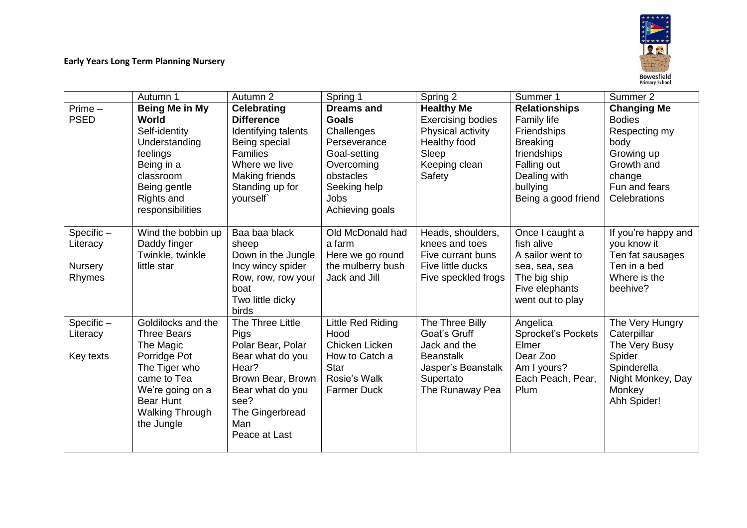**Early Years Long Term Planning Nursery**

| | Autumn 1 | Autumn 2 | Spring 1 | Spring 2 | Summer 1 | Summer 2 |
|---|---|---|---|---|---|---|
| Prime – PSED | **Being Me in My World**<br>Self-identity<br>Understanding feelings<br>Being in a classroom<br>Being gentle<br>Rights and responsibilities | **Celebrating Difference**<br>Identifying talents<br>Being special<br>Families<br>Where we live<br>Making friends<br>Standing up for yourself` | **Dreams and Goals**<br>Challenges<br>Perseverance<br>Goal-setting<br>Overcoming obstacles<br>Seeking help<br>Jobs<br>Achieving goals | **Healthy Me**<br>Exercising bodies<br>Physical activity<br>Healthy food<br>Sleep<br>Keeping clean<br>Safety | **Relationships**<br>Family life<br>Friendships<br>Breaking friendships<br>Falling out<br>Dealing with bullying<br>Being a good friend | **Changing Me**<br>Bodies<br>Respecting my body<br>Growing up<br>Growth and change<br>Fun and fears<br>Celebrations |
| Specific – Literacy<br><br>Nursery Rhymes | Wind the bobbin up<br>Daddy finger<br>Twinkle, twinkle little star | Baa baa black sheep<br>Down in the Jungle<br>Incy wincy spider<br>Row, row, row your boat<br>Two little dicky birds | Old McDonald had a farm<br>Here we go round the mulberry bush<br>Jack and Jill | Heads, shoulders, knees and toes<br>Five currant buns<br>Five little ducks<br>Five speckled frogs | Once I caught a fish alive<br>A sailor went to sea, sea, sea<br>The big ship<br>Five elephants went out to play | If you're happy and you know it<br>Ten fat sausages<br>Ten in a bed<br>Where is the beehive? |
| Specific – Literacy<br><br>Key texts | Goldilocks and the Three Bears<br>The Magic Porridge Pot<br>The Tiger who came to Tea<br>We're going on a Bear Hunt<br>Walking Through the Jungle | The Three Little Pigs<br>Polar Bear, Polar Bear what do you Hear?<br>Brown Bear, Brown Bear what do you see?<br>The Gingerbread Man<br>Peace at Last | Little Red Riding Hood<br>Chicken Licken<br>How to Catch a Star<br>Rosie's Walk<br>Farmer Duck | The Three Billy Goat's Gruff<br>Jack and the Beanstalk<br>Jasper's Beanstalk<br>Supertato<br>The Runaway Pea | Angelica<br>Sprocket's Pockets<br>Elmer<br>Dear Zoo<br>Am I yours?<br>Each Peach, Pear, Plum | The Very Hungry Caterpillar<br>The Very Busy Spider<br>Spinderella<br>Night Monkey, Day Monkey<br>Ahh Spider! |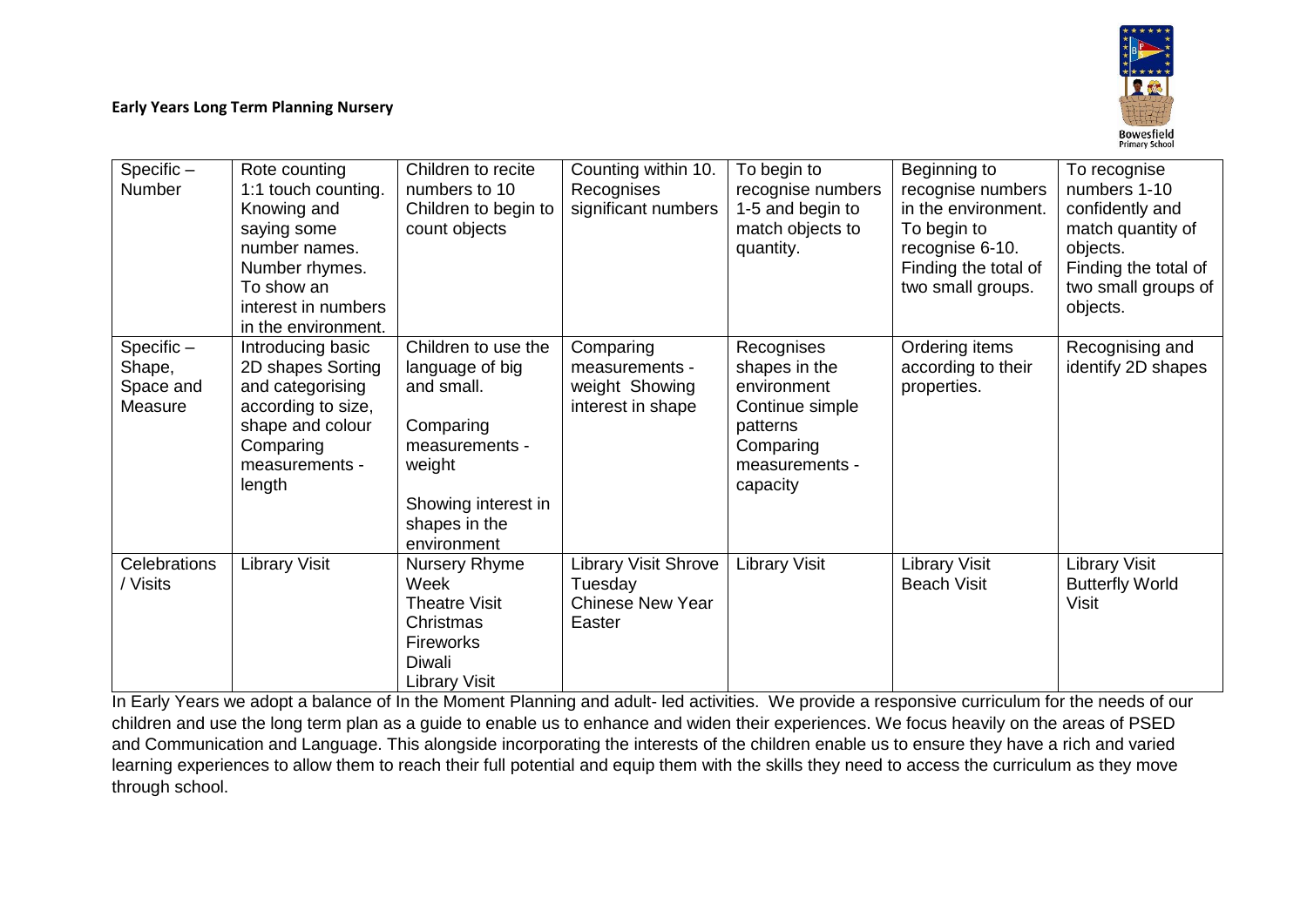**Early Years Long Term Planning Nursery**

| | | | | | | |
|---|---|---|---|---|---|---|
| Specific – Number | Rote counting 1:1 touch counting. Knowing and saying some number names. Number rhymes. To show an interest in numbers in the environment. | Children to recite numbers to 10 Children to begin to count objects | Counting within 10. Recognises significant numbers | To begin to recognise numbers 1-5 and begin to match objects to quantity. | Beginning to recognise numbers in the environment. To begin to recognise 6-10. Finding the total of two small groups. | To recognise numbers 1-10 confidently and match quantity of objects. Finding the total of two small groups of objects. |
| Specific – Shape, Space and Measure | Introducing basic 2D shapes Sorting and categorising according to size, shape and colour Comparing measurements - length | Children to use the language of big and small. Comparing measurements - weight Showing interest in shapes in the environment | Comparing measurements - weight Showing interest in shape | Recognises shapes in the environment Continue simple patterns Comparing measurements - capacity | Ordering items according to their properties. | Recognising and identify 2D shapes |
| Celebrations / Visits | Library Visit | Nursery Rhyme Week Theatre Visit Christmas Fireworks Diwali Library Visit | Library Visit Shrove Tuesday Chinese New Year Easter | Library Visit | Library Visit Beach Visit | Library Visit Butterfly World Visit |

In Early Years we adopt a balance of In the Moment Planning and adult- led activities. We provide a responsive curriculum for the needs of our children and use the long term plan as a guide to enable us to enhance and widen their experiences. We focus heavily on the areas of PSED and Communication and Language. This alongside incorporating the interests of the children enable us to ensure they have a rich and varied learning experiences to allow them to reach their full potential and equip them with the skills they need to access the curriculum as they move through school.